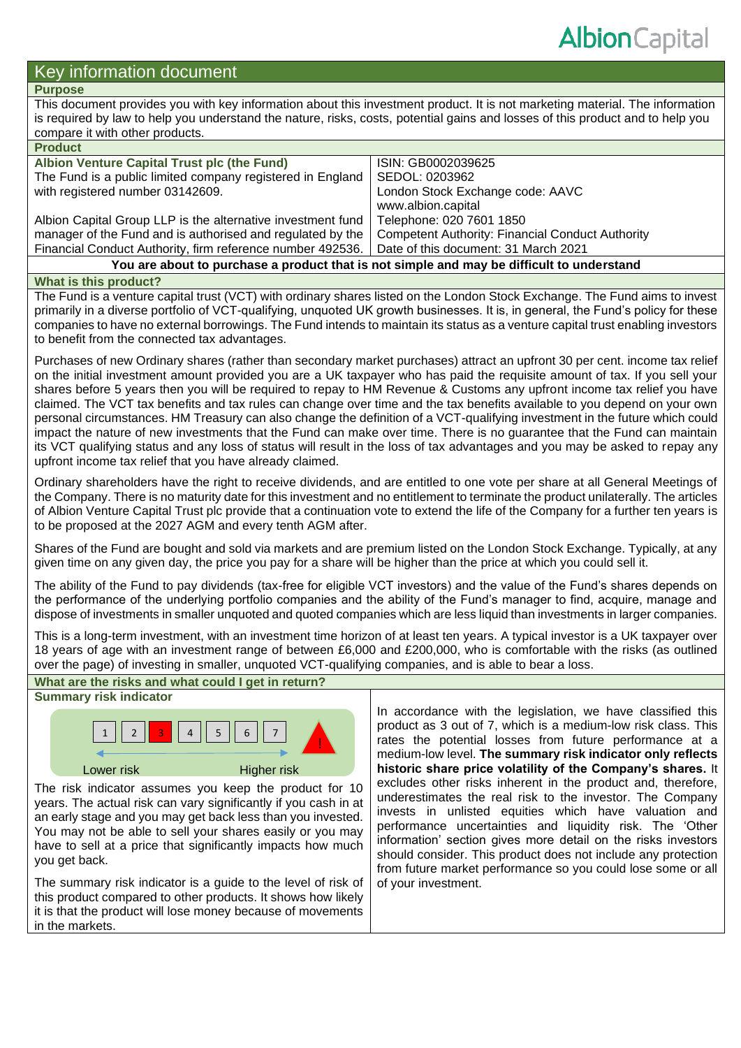# Key information document

## Purpose

This document provides you with key information about this investment product. It is not marketing material. The information is required by law to help you understand the nature, risks, costs, potential gains and losses of this product and to help you compare it with other products.

## Product

| **Albion Venture Capital Trust plc (the Fund)** | ISIN: GB0002039625 |
|---|---|
| The Fund is a public limited company registered in England with registered number 03142609. | SEDOL: 0203962<br>London Stock Exchange code: AAVC<br>www.albion.capital |
| Albion Capital Group LLP is the alternative investment fund manager of the Fund and is authorised and regulated by the Financial Conduct Authority, firm reference number 492536. | Telephone: 020 7601 1850<br>Competent Authority: Financial Conduct Authority<br>Date of this document: 31 March 2021 |

**You are about to purchase a product that is not simple and may be difficult to understand**

## What is this product?

The Fund is a venture capital trust (VCT) with ordinary shares listed on the London Stock Exchange. The Fund aims to invest primarily in a diverse portfolio of VCT-qualifying, unquoted UK growth businesses. It is, in general, the Fund's policy for these companies to have no external borrowings. The Fund intends to maintain its status as a venture capital trust enabling investors to benefit from the connected tax advantages.

Purchases of new Ordinary shares (rather than secondary market purchases) attract an upfront 30 per cent. income tax relief on the initial investment amount provided you are a UK taxpayer who has paid the requisite amount of tax. If you sell your shares before 5 years then you will be required to repay to HM Revenue & Customs any upfront income tax relief you have claimed. The VCT tax benefits and tax rules can change over time and the tax benefits available to you depend on your own personal circumstances. HM Treasury can also change the definition of a VCT-qualifying investment in the future which could impact the nature of new investments that the Fund can make over time. There is no guarantee that the Fund can maintain its VCT qualifying status and any loss of status will result in the loss of tax advantages and you may be asked to repay any upfront income tax relief that you have already claimed.

Ordinary shareholders have the right to receive dividends, and are entitled to one vote per share at all General Meetings of the Company. There is no maturity date for this investment and no entitlement to terminate the product unilaterally. The articles of Albion Venture Capital Trust plc provide that a continuation vote to extend the life of the Company for a further ten years is to be proposed at the 2027 AGM and every tenth AGM after.

Shares of the Fund are bought and sold via markets and are premium listed on the London Stock Exchange. Typically, at any given time on any given day, the price you pay for a share will be higher than the price at which you could sell it.

The ability of the Fund to pay dividends (tax-free for eligible VCT investors) and the value of the Fund's shares depends on the performance of the underlying portfolio companies and the ability of the Fund's manager to find, acquire, manage and dispose of investments in smaller unquoted and quoted companies which are less liquid than investments in larger companies.

This is a long-term investment, with an investment time horizon of at least ten years. A typical investor is a UK taxpayer over 18 years of age with an investment range of between £6,000 and £200,000, who is comfortable with the risks (as outlined over the page) of investing in smaller, unquoted VCT-qualifying companies, and is able to bear a loss.

## What are the risks and what could I get in return?

### Summary risk indicator

| 1 | 2 | **3** | 4 | 5 | 6 | 7 |
|---|---|---|---|---|---|---|

Lower risk ← → Higher risk

The risk indicator assumes you keep the product for 10 years. The actual risk can vary significantly if you cash in at an early stage and you may get back less than you invested. You may not be able to sell your shares easily or you may have to sell at a price that significantly impacts how much you get back.

The summary risk indicator is a guide to the level of risk of this product compared to other products. It shows how likely it is that the product will lose money because of movements in the markets.

In accordance with the legislation, we have classified this product as 3 out of 7, which is a medium-low risk class. This rates the potential losses from future performance at a medium-low level. **The summary risk indicator only reflects historic share price volatility of the Company's shares.** It excludes other risks inherent in the product and, therefore, underestimates the real risk to the investor. The Company invests in unlisted equities which have valuation and performance uncertainties and liquidity risk. The 'Other information' section gives more detail on the risks investors should consider. This product does not include any protection from future market performance so you could lose some or all of your investment.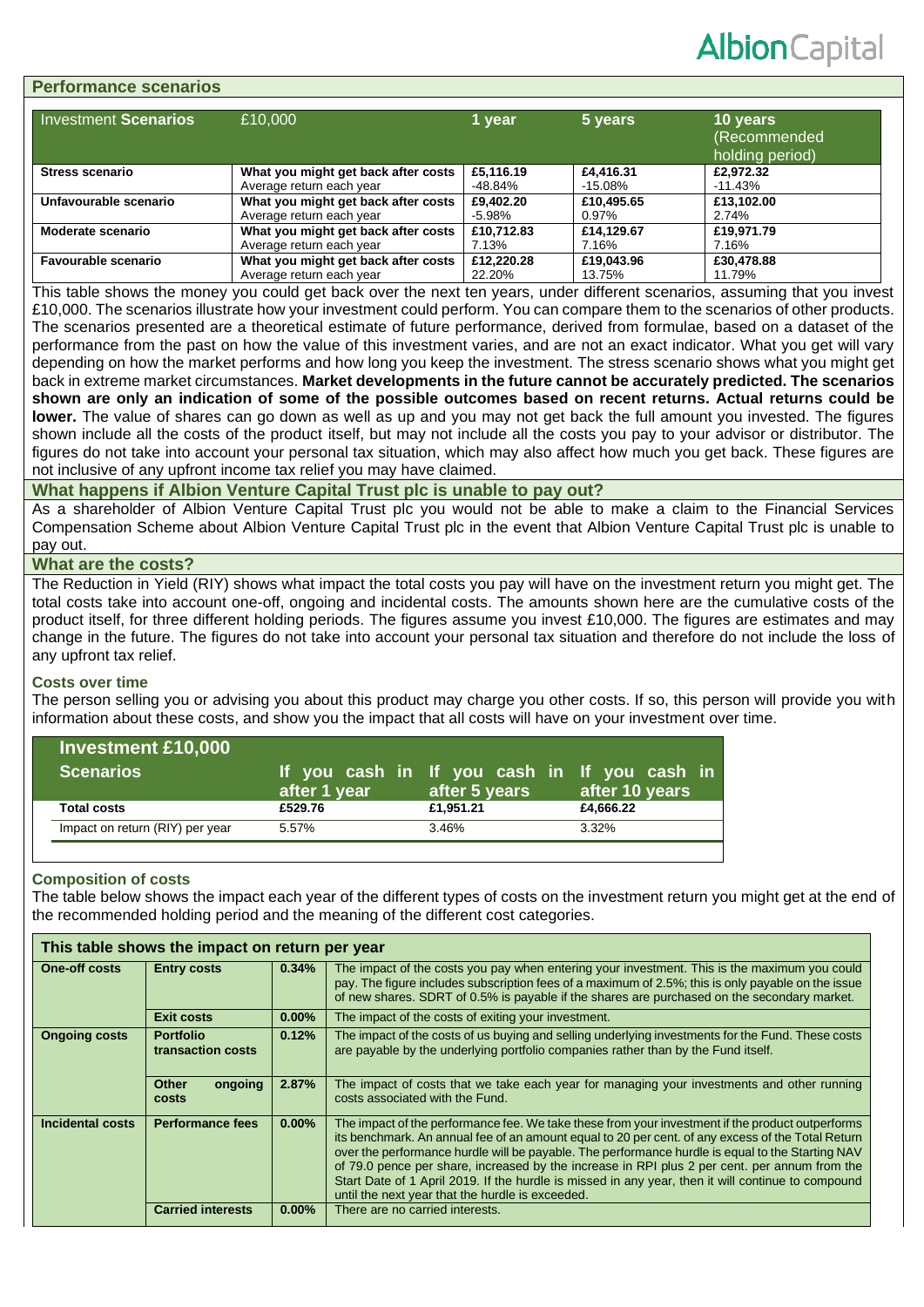## Performance scenarios

| Investment **Scenarios** | £10,000 | 1 year | 5 years | 10 years (Recommended holding period) |
|---|---|---|---|---|
| **Stress scenario** | **What you might get back after costs** | **£5,116.19** | **£4,416.31** | **£2,972.32** |
| | Average return each year | -48.84% | -15.08% | -11.43% |
| **Unfavourable scenario** | **What you might get back after costs** | **£9,402.20** | **£10,495.65** | **£13,102.00** |
| | Average return each year | -5.98% | 0.97% | 2.74% |
| **Moderate scenario** | **What you might get back after costs** | **£10,712.83** | **£14,129.67** | **£19,971.79** |
| | Average return each year | 7.13% | 7.16% | 7.16% |
| **Favourable scenario** | **What you might get back after costs** | **£12,220.28** | **£19,043.96** | **£30,478.88** |
| | Average return each year | 22.20% | 13.75% | 11.79% |

This table shows the money you could get back over the next ten years, under different scenarios, assuming that you invest £10,000. The scenarios illustrate how your investment could perform. You can compare them to the scenarios of other products. The scenarios presented are a theoretical estimate of future performance, derived from formulae, based on a dataset of the performance from the past on how the value of this investment varies, and are not an exact indicator. What you get will vary depending on how the market performs and how long you keep the investment. The stress scenario shows what you might get back in extreme market circumstances. **Market developments in the future cannot be accurately predicted. The scenarios shown are only an indication of some of the possible outcomes based on recent returns. Actual returns could be lower.** The value of shares can go down as well as up and you may not get back the full amount you invested. The figures shown include all the costs of the product itself, but may not include all the costs you pay to your advisor or distributor. The figures do not take into account your personal tax situation, which may also affect how much you get back. These figures are not inclusive of any upfront income tax relief you may have claimed.

## What happens if Albion Venture Capital Trust plc is unable to pay out?

As a shareholder of Albion Venture Capital Trust plc you would not be able to make a claim to the Financial Services Compensation Scheme about Albion Venture Capital Trust plc in the event that Albion Venture Capital Trust plc is unable to pay out.

## What are the costs?

The Reduction in Yield (RIY) shows what impact the total costs you pay will have on the investment return you might get. The total costs take into account one-off, ongoing and incidental costs. The amounts shown here are the cumulative costs of the product itself, for three different holding periods. The figures assume you invest £10,000. The figures are estimates and may change in the future. The figures do not take into account your personal tax situation and therefore do not include the loss of any upfront tax relief.

### Costs over time

The person selling you or advising you about this product may charge you other costs. If so, this person will provide you with information about these costs, and show you the impact that all costs will have on your investment over time.

| Investment £10,000 Scenarios | If you cash in after 1 year | If you cash in after 5 years | If you cash in after 10 years |
|---|---|---|---|
| **Total costs** | **£529.76** | **£1,951.21** | **£4,666.22** |
| Impact on return (RIY) per year | 5.57% | 3.46% | 3.32% |

### Composition of costs

The table below shows the impact each year of the different types of costs on the investment return you might get at the end of the recommended holding period and the meaning of the different cost categories.

| This table shows the impact on return per year | | | |
|---|---|---|---|
| **One-off costs** | **Entry costs** | **0.34%** | The impact of the costs you pay when entering your investment. This is the maximum you could pay. The figure includes subscription fees of a maximum of 2.5%; this is only payable on the issue of new shares. SDRT of 0.5% is payable if the shares are purchased on the secondary market. |
| | **Exit costs** | **0.00%** | The impact of the costs of exiting your investment. |
| **Ongoing costs** | **Portfolio transaction costs** | **0.12%** | The impact of the costs of us buying and selling underlying investments for the Fund. These costs are payable by the underlying portfolio companies rather than by the Fund itself. |
| | **Other ongoing costs** | **2.87%** | The impact of costs that we take each year for managing your investments and other running costs associated with the Fund. |
| **Incidental costs** | **Performance fees** | **0.00%** | The impact of the performance fee. We take these from your investment if the product outperforms its benchmark. An annual fee of an amount equal to 20 per cent. of any excess of the Total Return over the performance hurdle will be payable. The performance hurdle is equal to the Starting NAV of 79.0 pence per share, increased by the increase in RPI plus 2 per cent. per annum from the Start Date of 1 April 2019. If the hurdle is missed in any year, then it will continue to compound until the next year that the hurdle is exceeded. |
| | **Carried interests** | **0.00%** | There are no carried interests. |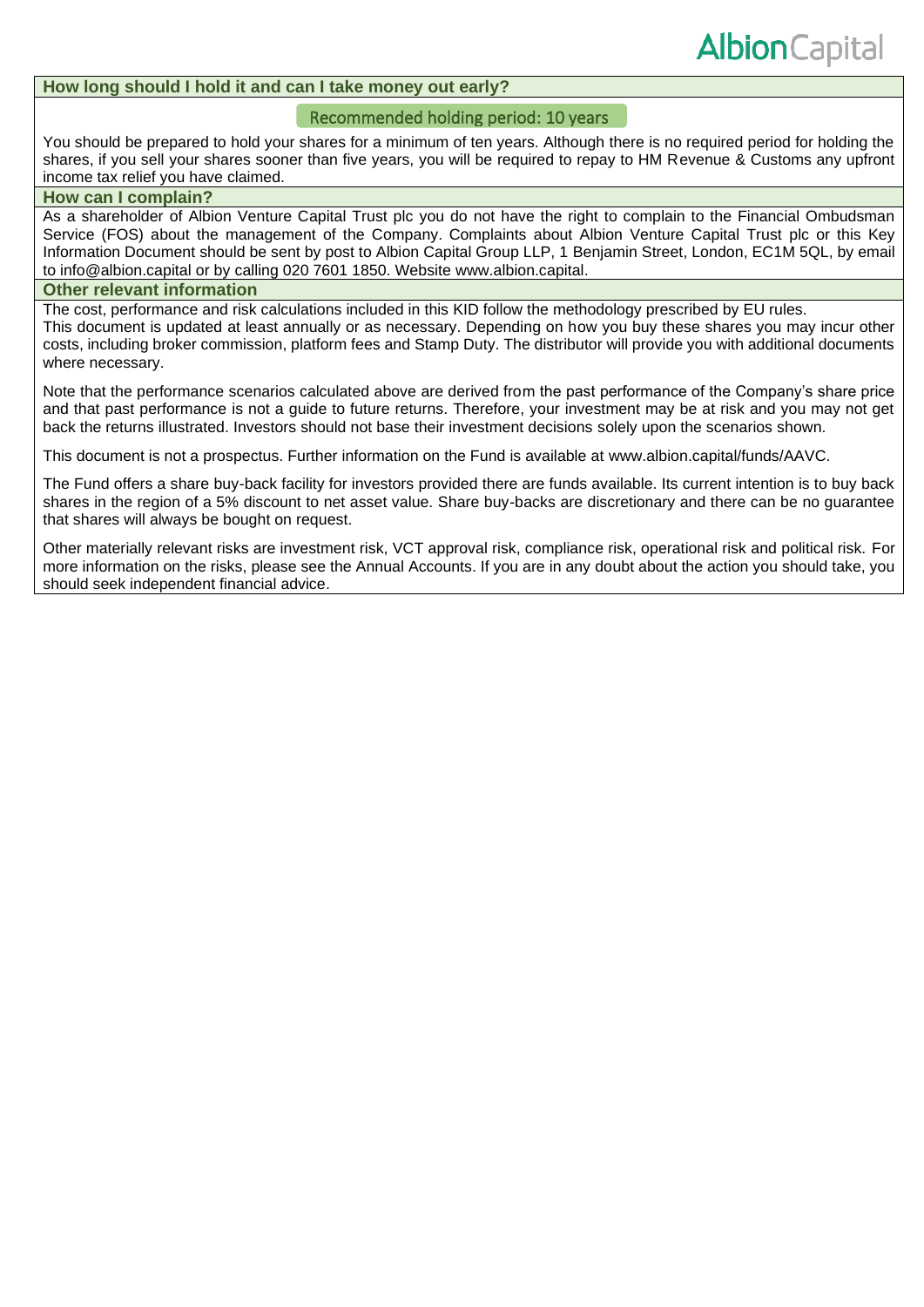## How long should I hold it and can I take money out early?

**Recommended holding period: 10 years**

You should be prepared to hold your shares for a minimum of ten years. Although there is no required period for holding the shares, if you sell your shares sooner than five years, you will be required to repay to HM Revenue & Customs any upfront income tax relief you have claimed.

## How can I complain?

As a shareholder of Albion Venture Capital Trust plc you do not have the right to complain to the Financial Ombudsman Service (FOS) about the management of the Company. Complaints about Albion Venture Capital Trust plc or this Key Information Document should be sent by post to Albion Capital Group LLP, 1 Benjamin Street, London, EC1M 5QL, by email to info@albion.capital or by calling 020 7601 1850. Website www.albion.capital.

## Other relevant information

The cost, performance and risk calculations included in this KID follow the methodology prescribed by EU rules.
This document is updated at least annually or as necessary. Depending on how you buy these shares you may incur other costs, including broker commission, platform fees and Stamp Duty. The distributor will provide you with additional documents where necessary.

Note that the performance scenarios calculated above are derived from the past performance of the Company's share price and that past performance is not a guide to future returns. Therefore, your investment may be at risk and you may not get back the returns illustrated. Investors should not base their investment decisions solely upon the scenarios shown.

This document is not a prospectus. Further information on the Fund is available at www.albion.capital/funds/AAVC.

The Fund offers a share buy-back facility for investors provided there are funds available. Its current intention is to buy back shares in the region of a 5% discount to net asset value. Share buy-backs are discretionary and there can be no guarantee that shares will always be bought on request.

Other materially relevant risks are investment risk, VCT approval risk, compliance risk, operational risk and political risk. For more information on the risks, please see the Annual Accounts. If you are in any doubt about the action you should take, you should seek independent financial advice.